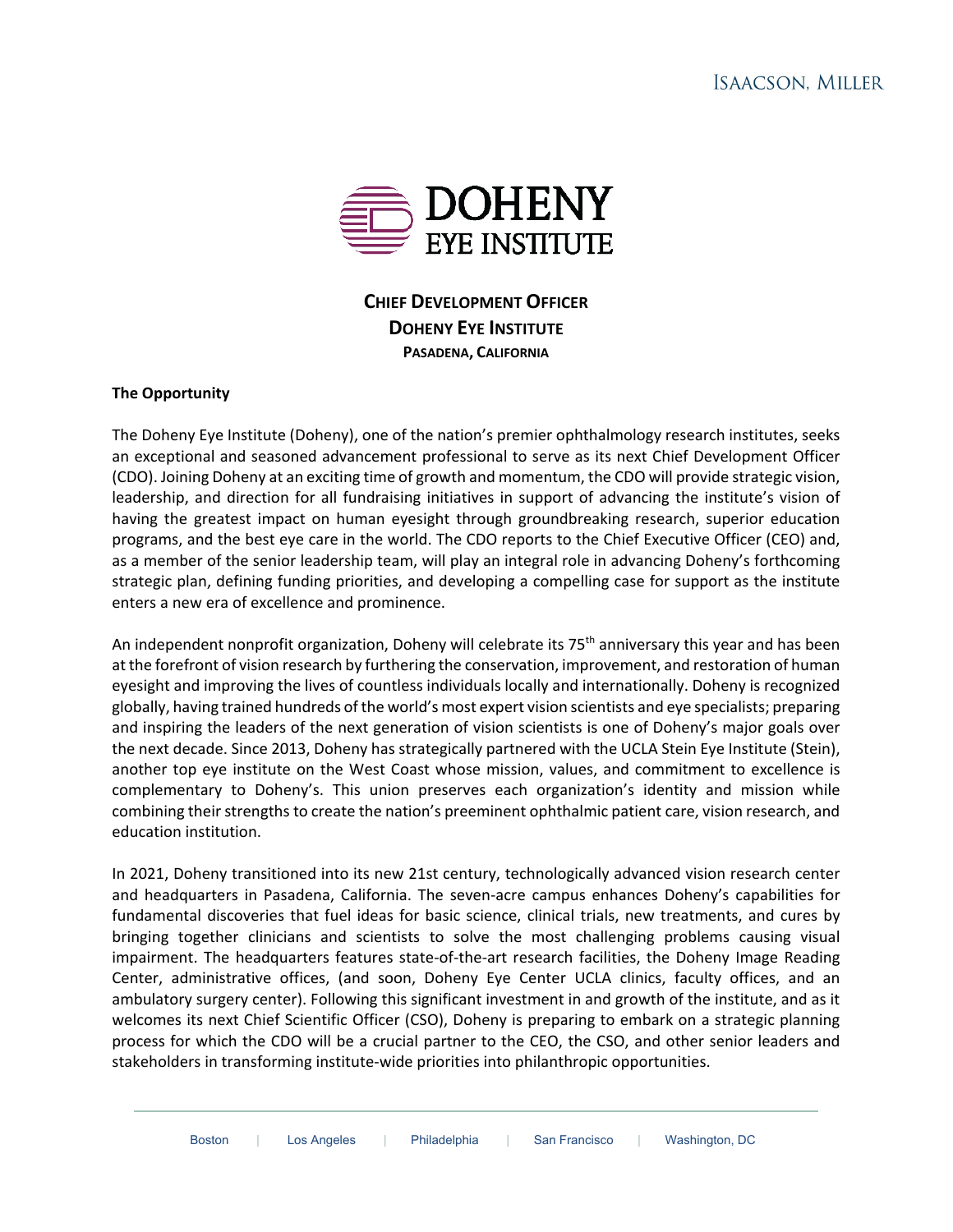# CHIEF DEVELOPMENT OFFICER
## DOHENY EYE INSTITUTE
### PASADENA, CALIFORNIA

**The Opportunity**

The Doheny Eye Institute (Doheny), one of the nation's premier ophthalmology research institutes, seeks an exceptional and seasoned advancement professional to serve as its next Chief Development Officer (CDO). Joining Doheny at an exciting time of growth and momentum, the CDO will provide strategic vision, leadership, and direction for all fundraising initiatives in support of advancing the institute's vision of having the greatest impact on human eyesight through groundbreaking research, superior education programs, and the best eye care in the world. The CDO reports to the Chief Executive Officer (CEO) and, as a member of the senior leadership team, will play an integral role in advancing Doheny's forthcoming strategic plan, defining funding priorities, and developing a compelling case for support as the institute enters a new era of excellence and prominence.

An independent nonprofit organization, Doheny will celebrate its 75th anniversary this year and has been at the forefront of vision research by furthering the conservation, improvement, and restoration of human eyesight and improving the lives of countless individuals locally and internationally. Doheny is recognized globally, having trained hundreds of the world's most expert vision scientists and eye specialists; preparing and inspiring the leaders of the next generation of vision scientists is one of Doheny's major goals over the next decade. Since 2013, Doheny has strategically partnered with the UCLA Stein Eye Institute (Stein), another top eye institute on the West Coast whose mission, values, and commitment to excellence is complementary to Doheny's. This union preserves each organization's identity and mission while combining their strengths to create the nation's preeminent ophthalmic patient care, vision research, and education institution.

In 2021, Doheny transitioned into its new 21st century, technologically advanced vision research center and headquarters in Pasadena, California. The seven-acre campus enhances Doheny's capabilities for fundamental discoveries that fuel ideas for basic science, clinical trials, new treatments, and cures by bringing together clinicians and scientists to solve the most challenging problems causing visual impairment. The headquarters features state-of-the-art research facilities, the Doheny Image Reading Center, administrative offices, (and soon, Doheny Eye Center UCLA clinics, faculty offices, and an ambulatory surgery center). Following this significant investment in and growth of the institute, and as it welcomes its next Chief Scientific Officer (CSO), Doheny is preparing to embark on a strategic planning process for which the CDO will be a crucial partner to the CEO, the CSO, and other senior leaders and stakeholders in transforming institute-wide priorities into philanthropic opportunities.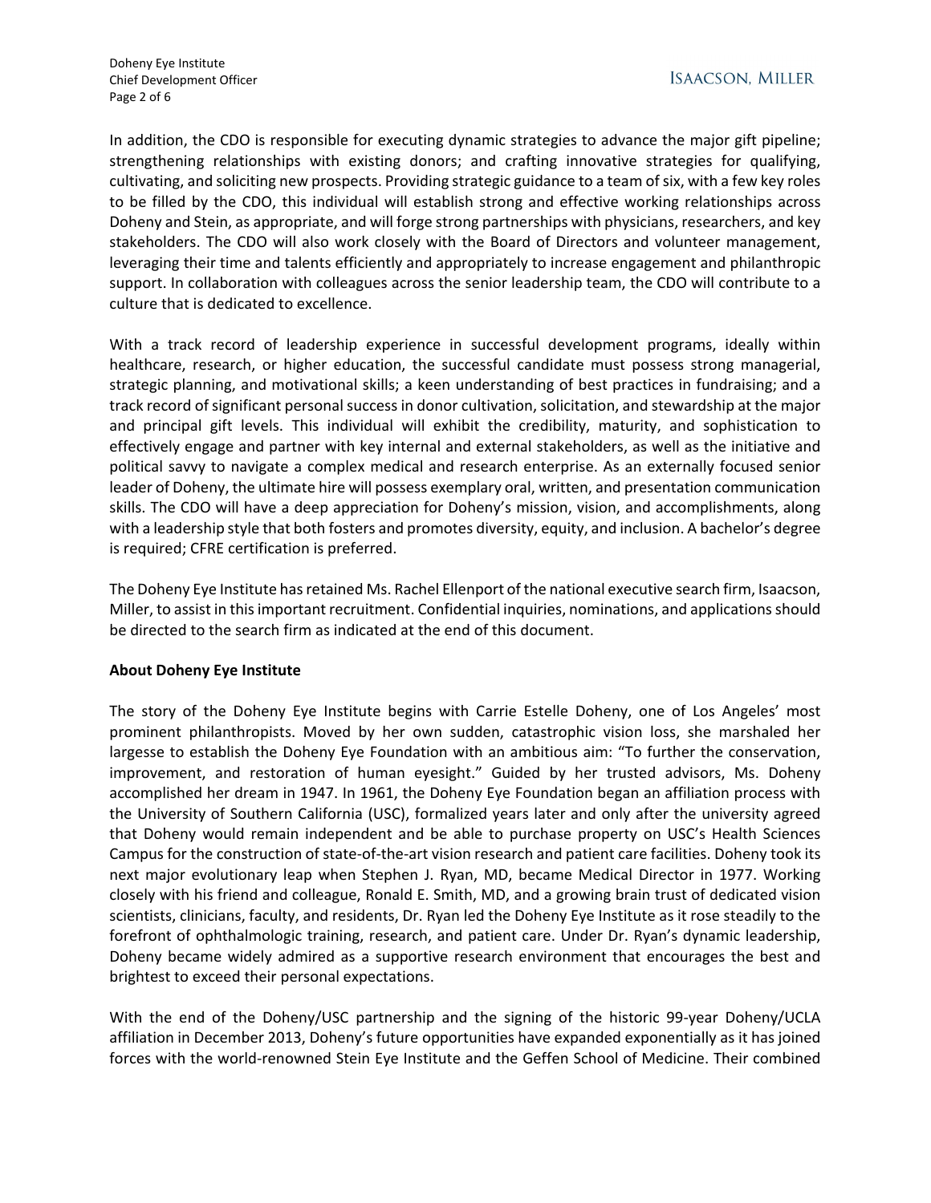In addition, the CDO is responsible for executing dynamic strategies to advance the major gift pipeline; strengthening relationships with existing donors; and crafting innovative strategies for qualifying, cultivating, and soliciting new prospects. Providing strategic guidance to a team of six, with a few key roles to be filled by the CDO, this individual will establish strong and effective working relationships across Doheny and Stein, as appropriate, and will forge strong partnerships with physicians, researchers, and key stakeholders. The CDO will also work closely with the Board of Directors and volunteer management, leveraging their time and talents efficiently and appropriately to increase engagement and philanthropic support. In collaboration with colleagues across the senior leadership team, the CDO will contribute to a culture that is dedicated to excellence.

With a track record of leadership experience in successful development programs, ideally within healthcare, research, or higher education, the successful candidate must possess strong managerial, strategic planning, and motivational skills; a keen understanding of best practices in fundraising; and a track record of significant personal success in donor cultivation, solicitation, and stewardship at the major and principal gift levels. This individual will exhibit the credibility, maturity, and sophistication to effectively engage and partner with key internal and external stakeholders, as well as the initiative and political savvy to navigate a complex medical and research enterprise. As an externally focused senior leader of Doheny, the ultimate hire will possess exemplary oral, written, and presentation communication skills. The CDO will have a deep appreciation for Doheny's mission, vision, and accomplishments, along with a leadership style that both fosters and promotes diversity, equity, and inclusion. A bachelor's degree is required; CFRE certification is preferred.

The Doheny Eye Institute has retained Ms. Rachel Ellenport of the national executive search firm, Isaacson, Miller, to assist in this important recruitment. Confidential inquiries, nominations, and applications should be directed to the search firm as indicated at the end of this document.

**About Doheny Eye Institute**

The story of the Doheny Eye Institute begins with Carrie Estelle Doheny, one of Los Angeles' most prominent philanthropists. Moved by her own sudden, catastrophic vision loss, she marshaled her largesse to establish the Doheny Eye Foundation with an ambitious aim: "To further the conservation, improvement, and restoration of human eyesight." Guided by her trusted advisors, Ms. Doheny accomplished her dream in 1947. In 1961, the Doheny Eye Foundation began an affiliation process with the University of Southern California (USC), formalized years later and only after the university agreed that Doheny would remain independent and be able to purchase property on USC's Health Sciences Campus for the construction of state-of-the-art vision research and patient care facilities. Doheny took its next major evolutionary leap when Stephen J. Ryan, MD, became Medical Director in 1977. Working closely with his friend and colleague, Ronald E. Smith, MD, and a growing brain trust of dedicated vision scientists, clinicians, faculty, and residents, Dr. Ryan led the Doheny Eye Institute as it rose steadily to the forefront of ophthalmologic training, research, and patient care. Under Dr. Ryan's dynamic leadership, Doheny became widely admired as a supportive research environment that encourages the best and brightest to exceed their personal expectations.

With the end of the Doheny/USC partnership and the signing of the historic 99-year Doheny/UCLA affiliation in December 2013, Doheny's future opportunities have expanded exponentially as it has joined forces with the world-renowned Stein Eye Institute and the Geffen School of Medicine. Their combined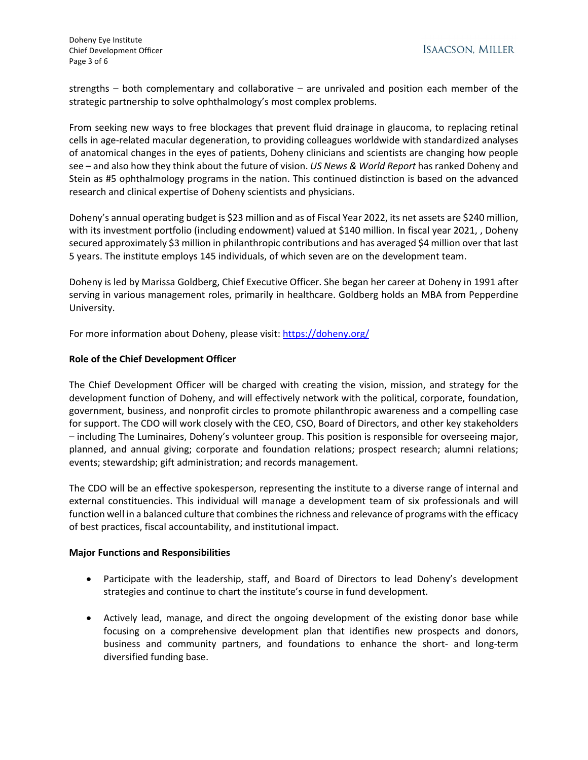strengths – both complementary and collaborative – are unrivaled and position each member of the strategic partnership to solve ophthalmology's most complex problems.

From seeking new ways to free blockages that prevent fluid drainage in glaucoma, to replacing retinal cells in age-related macular degeneration, to providing colleagues worldwide with standardized analyses of anatomical changes in the eyes of patients, Doheny clinicians and scientists are changing how people see – and also how they think about the future of vision. *US News & World Report* has ranked Doheny and Stein as #5 ophthalmology programs in the nation. This continued distinction is based on the advanced research and clinical expertise of Doheny scientists and physicians.

Doheny's annual operating budget is $23 million and as of Fiscal Year 2022, its net assets are $240 million, with its investment portfolio (including endowment) valued at $140 million. In fiscal year 2021, , Doheny secured approximately $3 million in philanthropic contributions and has averaged $4 million over that last 5 years. The institute employs 145 individuals, of which seven are on the development team.

Doheny is led by Marissa Goldberg, Chief Executive Officer. She began her career at Doheny in 1991 after serving in various management roles, primarily in healthcare. Goldberg holds an MBA from Pepperdine University.

For more information about Doheny, please visit: https://doheny.org/

**Role of the Chief Development Officer**

The Chief Development Officer will be charged with creating the vision, mission, and strategy for the development function of Doheny, and will effectively network with the political, corporate, foundation, government, business, and nonprofit circles to promote philanthropic awareness and a compelling case for support. The CDO will work closely with the CEO, CSO, Board of Directors, and other key stakeholders – including The Luminaires, Doheny's volunteer group. This position is responsible for overseeing major, planned, and annual giving; corporate and foundation relations; prospect research; alumni relations; events; stewardship; gift administration; and records management.

The CDO will be an effective spokesperson, representing the institute to a diverse range of internal and external constituencies. This individual will manage a development team of six professionals and will function well in a balanced culture that combines the richness and relevance of programs with the efficacy of best practices, fiscal accountability, and institutional impact.

**Major Functions and Responsibilities**

- Participate with the leadership, staff, and Board of Directors to lead Doheny's development strategies and continue to chart the institute's course in fund development.
- Actively lead, manage, and direct the ongoing development of the existing donor base while focusing on a comprehensive development plan that identifies new prospects and donors, business and community partners, and foundations to enhance the short- and long-term diversified funding base.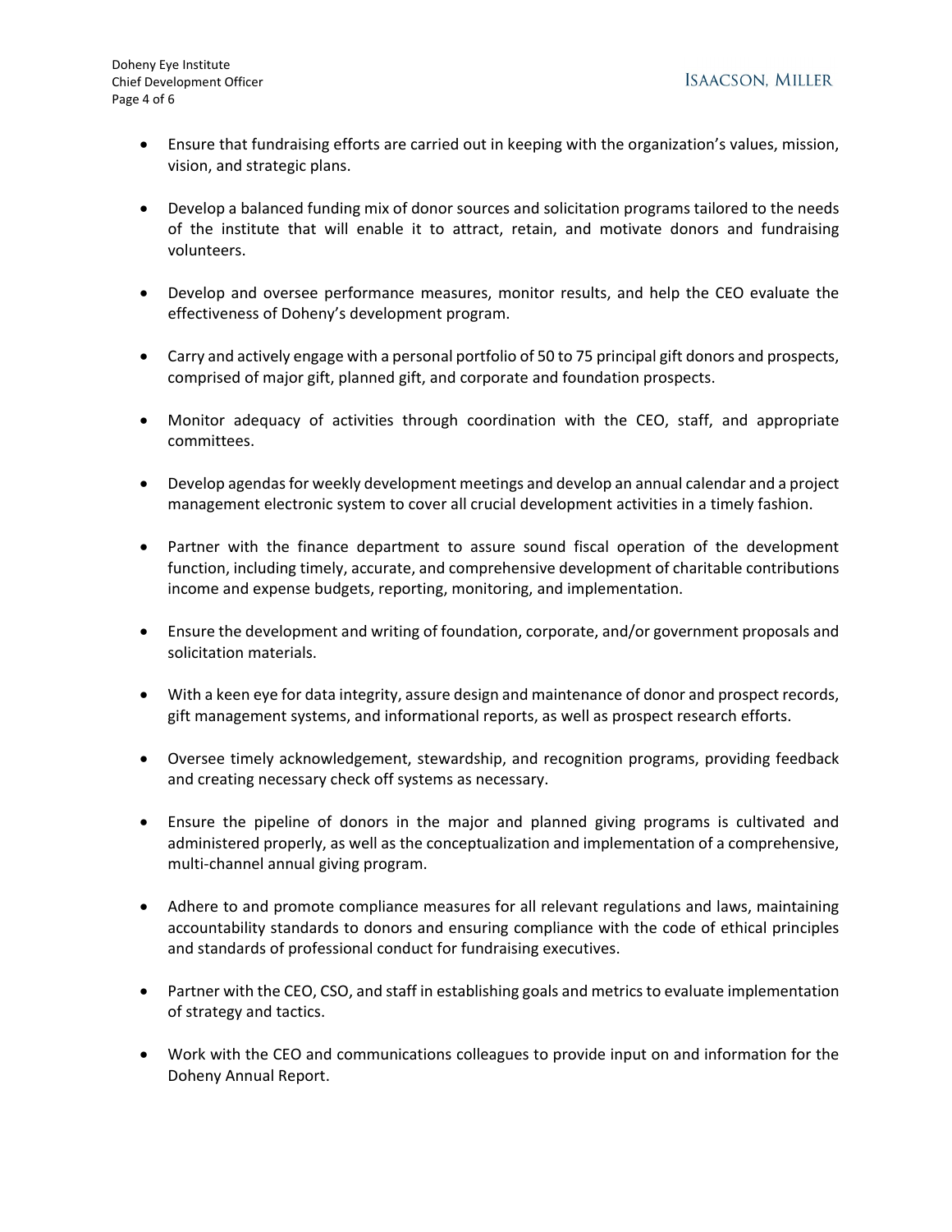- Ensure that fundraising efforts are carried out in keeping with the organization's values, mission, vision, and strategic plans.

- Develop a balanced funding mix of donor sources and solicitation programs tailored to the needs of the institute that will enable it to attract, retain, and motivate donors and fundraising volunteers.

- Develop and oversee performance measures, monitor results, and help the CEO evaluate the effectiveness of Doheny's development program.

- Carry and actively engage with a personal portfolio of 50 to 75 principal gift donors and prospects, comprised of major gift, planned gift, and corporate and foundation prospects.

- Monitor adequacy of activities through coordination with the CEO, staff, and appropriate committees.

- Develop agendas for weekly development meetings and develop an annual calendar and a project management electronic system to cover all crucial development activities in a timely fashion.

- Partner with the finance department to assure sound fiscal operation of the development function, including timely, accurate, and comprehensive development of charitable contributions income and expense budgets, reporting, monitoring, and implementation.

- Ensure the development and writing of foundation, corporate, and/or government proposals and solicitation materials.

- With a keen eye for data integrity, assure design and maintenance of donor and prospect records, gift management systems, and informational reports, as well as prospect research efforts.

- Oversee timely acknowledgement, stewardship, and recognition programs, providing feedback and creating necessary check off systems as necessary.

- Ensure the pipeline of donors in the major and planned giving programs is cultivated and administered properly, as well as the conceptualization and implementation of a comprehensive, multi-channel annual giving program.

- Adhere to and promote compliance measures for all relevant regulations and laws, maintaining accountability standards to donors and ensuring compliance with the code of ethical principles and standards of professional conduct for fundraising executives.

- Partner with the CEO, CSO, and staff in establishing goals and metrics to evaluate implementation of strategy and tactics.

- Work with the CEO and communications colleagues to provide input on and information for the Doheny Annual Report.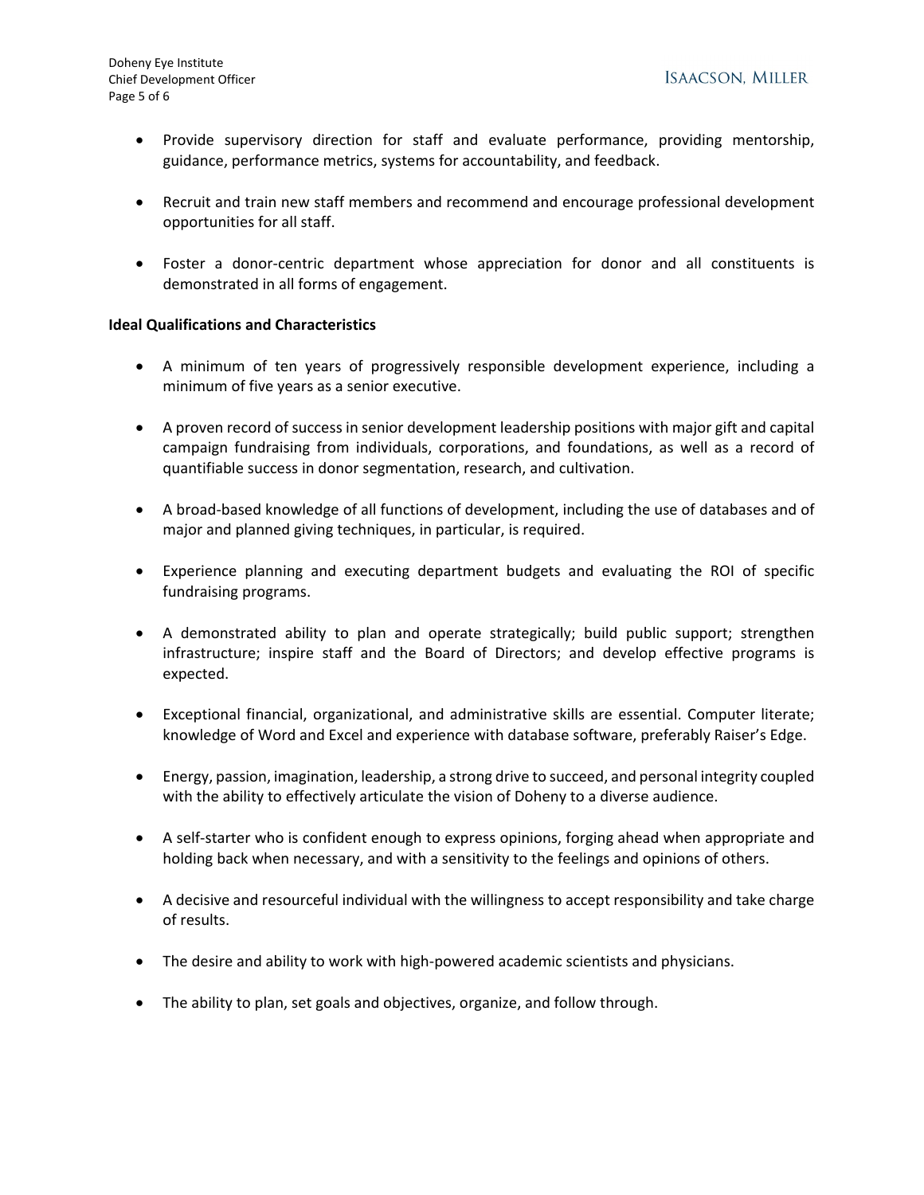- Provide supervisory direction for staff and evaluate performance, providing mentorship, guidance, performance metrics, systems for accountability, and feedback.

- Recruit and train new staff members and recommend and encourage professional development opportunities for all staff.

- Foster a donor-centric department whose appreciation for donor and all constituents is demonstrated in all forms of engagement.

**Ideal Qualifications and Characteristics**

- A minimum of ten years of progressively responsible development experience, including a minimum of five years as a senior executive.

- A proven record of success in senior development leadership positions with major gift and capital campaign fundraising from individuals, corporations, and foundations, as well as a record of quantifiable success in donor segmentation, research, and cultivation.

- A broad-based knowledge of all functions of development, including the use of databases and of major and planned giving techniques, in particular, is required.

- Experience planning and executing department budgets and evaluating the ROI of specific fundraising programs.

- A demonstrated ability to plan and operate strategically; build public support; strengthen infrastructure; inspire staff and the Board of Directors; and develop effective programs is expected.

- Exceptional financial, organizational, and administrative skills are essential. Computer literate; knowledge of Word and Excel and experience with database software, preferably Raiser's Edge.

- Energy, passion, imagination, leadership, a strong drive to succeed, and personal integrity coupled with the ability to effectively articulate the vision of Doheny to a diverse audience.

- A self-starter who is confident enough to express opinions, forging ahead when appropriate and holding back when necessary, and with a sensitivity to the feelings and opinions of others.

- A decisive and resourceful individual with the willingness to accept responsibility and take charge of results.

- The desire and ability to work with high-powered academic scientists and physicians.

- The ability to plan, set goals and objectives, organize, and follow through.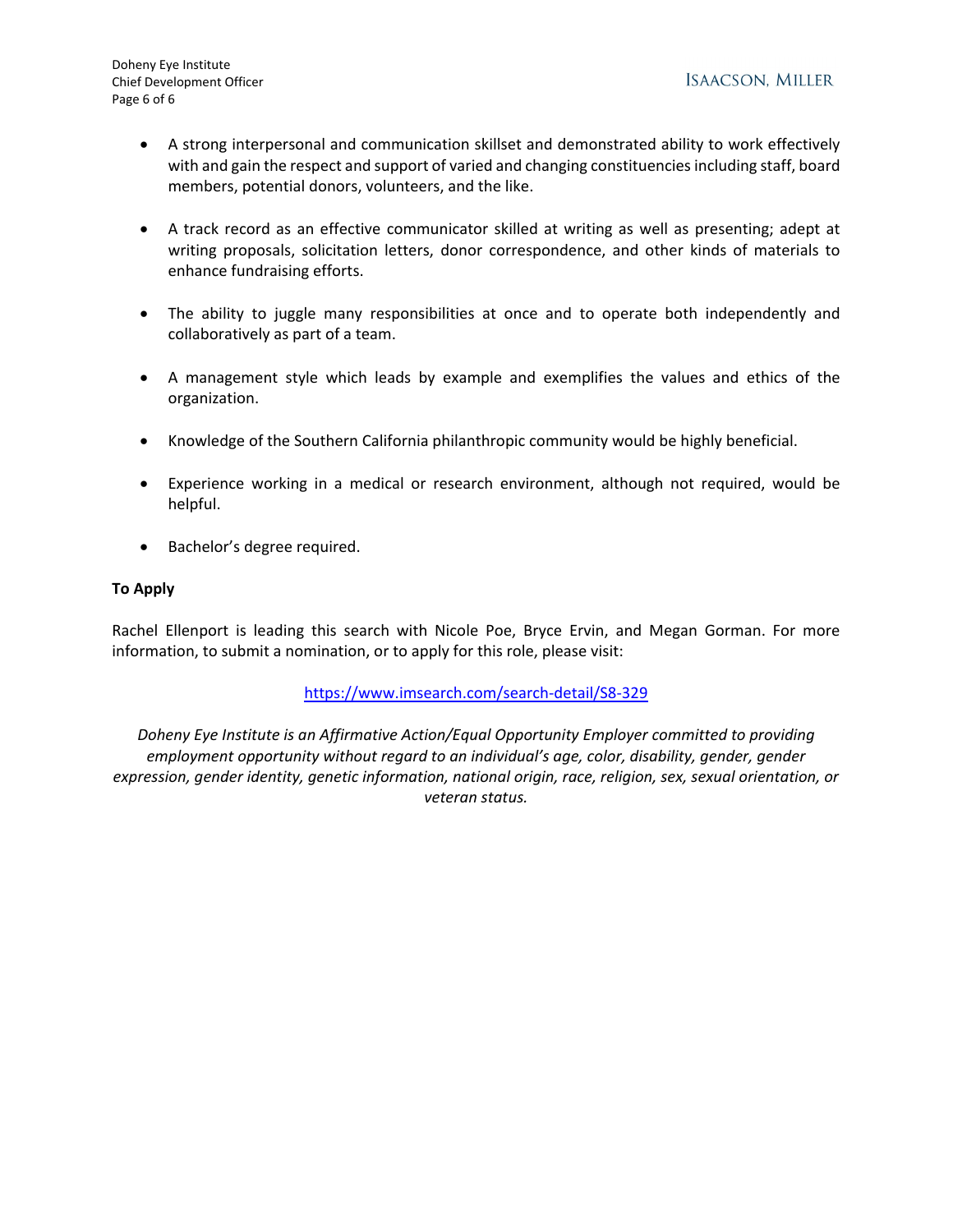- A strong interpersonal and communication skillset and demonstrated ability to work effectively with and gain the respect and support of varied and changing constituencies including staff, board members, potential donors, volunteers, and the like.

- A track record as an effective communicator skilled at writing as well as presenting; adept at writing proposals, solicitation letters, donor correspondence, and other kinds of materials to enhance fundraising efforts.

- The ability to juggle many responsibilities at once and to operate both independently and collaboratively as part of a team.

- A management style which leads by example and exemplifies the values and ethics of the organization.

- Knowledge of the Southern California philanthropic community would be highly beneficial.

- Experience working in a medical or research environment, although not required, would be helpful.

- Bachelor's degree required.

**To Apply**

Rachel Ellenport is leading this search with Nicole Poe, Bryce Ervin, and Megan Gorman. For more information, to submit a nomination, or to apply for this role, please visit:

https://www.imsearch.com/search-detail/S8-329

*Doheny Eye Institute is an Affirmative Action/Equal Opportunity Employer committed to providing employment opportunity without regard to an individual's age, color, disability, gender, gender expression, gender identity, genetic information, national origin, race, religion, sex, sexual orientation, or veteran status.*